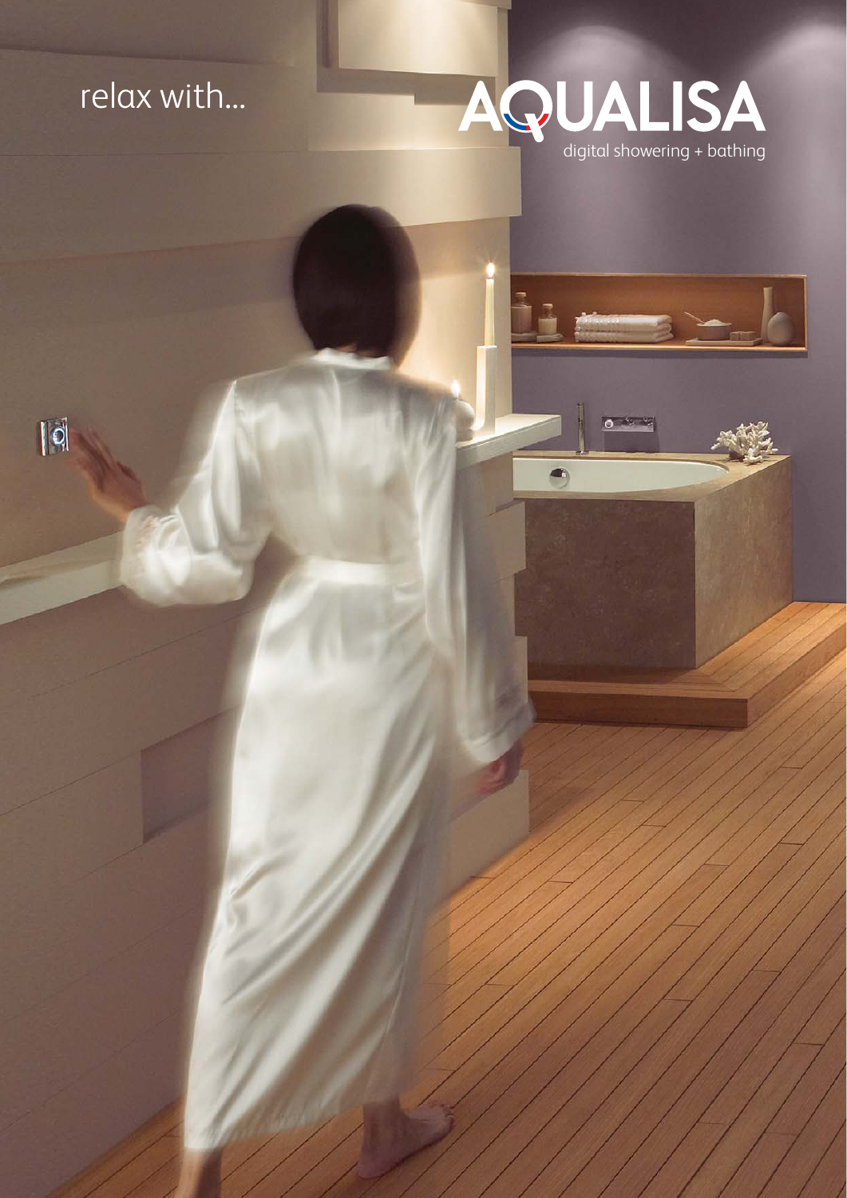relax with...

# AQUALISA

digital showering + bathing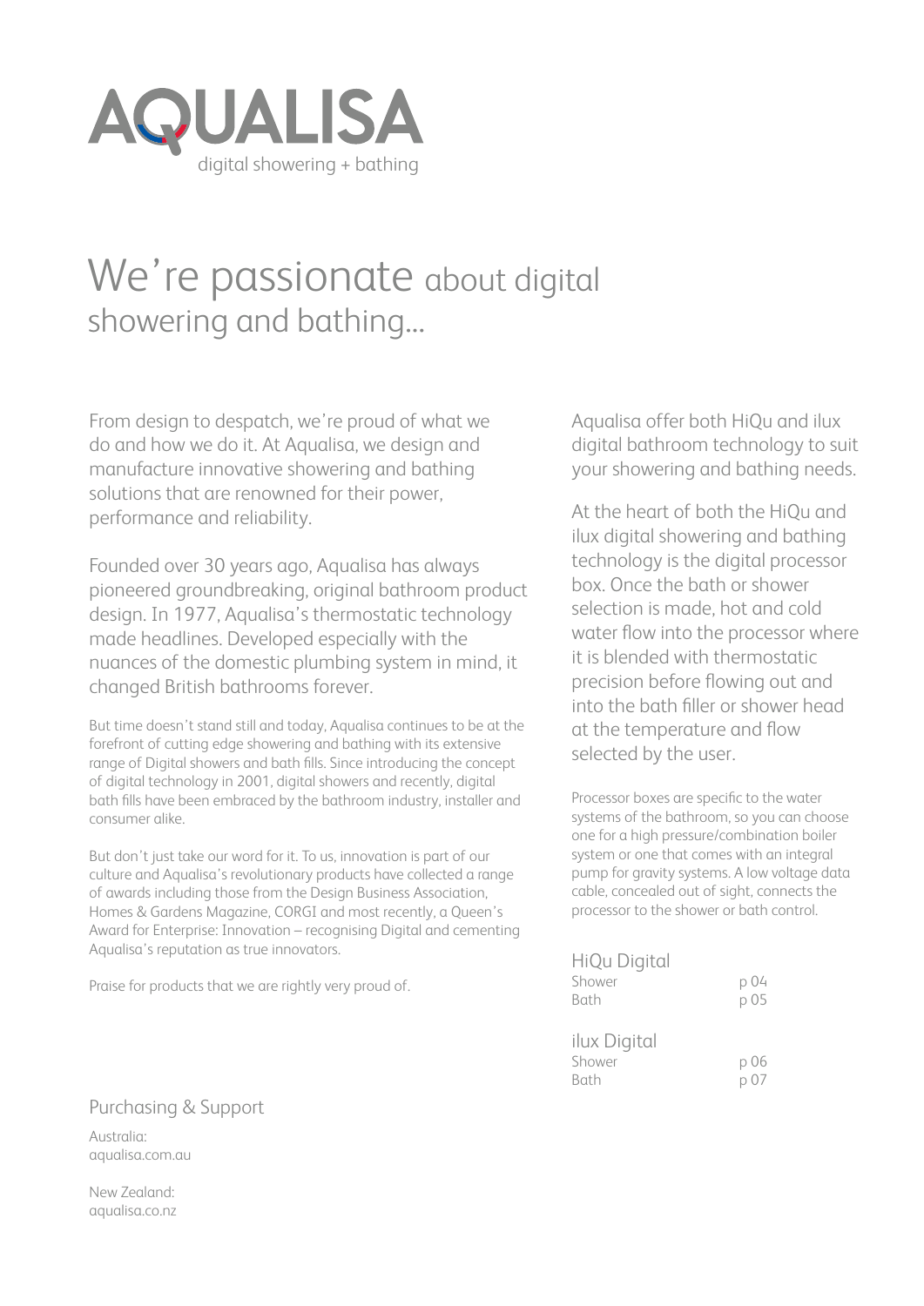# AQUALISA

digital showering + bathing

## We're passionate about digital showering and bathing...

From design to despatch, we're proud of what we do and how we do it. At Aqualisa, we design and manufacture innovative showering and bathing solutions that are renowned for their power, performance and reliability.

Founded over 30 years ago, Aqualisa has always pioneered groundbreaking, original bathroom product design. In 1977, Aqualisa's thermostatic technology made headlines. Developed especially with the nuances of the domestic plumbing system in mind, it changed British bathrooms forever.

But time doesn't stand still and today, Aqualisa continues to be at the forefront of cutting edge showering and bathing with its extensive range of Digital showers and bath fills. Since introducing the concept of digital technology in 2001, digital showers and recently, digital bath fills have been embraced by the bathroom industry, installer and consumer alike.

But don't just take our word for it. To us, innovation is part of our culture and Aqualisa's revolutionary products have collected a range of awards including those from the Design Business Association, Homes & Gardens Magazine, CORGI and most recently, a Queen's Award for Enterprise: Innovation – recognising Digital and cementing Aqualisa's reputation as true innovators.

Praise for products that we are rightly very proud of.

Aqualisa offer both HiQu and ilux digital bathroom technology to suit your showering and bathing needs.

At the heart of both the HiQu and ilux digital showering and bathing technology is the digital processor box. Once the bath or shower selection is made, hot and cold water flow into the processor where it is blended with thermostatic precision before flowing out and into the bath filler or shower head at the temperature and flow selected by the user.

Processor boxes are specific to the water systems of the bathroom, so you can choose one for a high pressure/combination boiler system or one that comes with an integral pump for gravity systems. A low voltage data cable, concealed out of sight, connects the processor to the shower or bath control.

### HiQu Digital

| | |
|---|---|
| Shower | p 04 |
| Bath | p 05 |

### ilux Digital

| | |
|---|---|
| Shower | p 06 |
| Bath | p 07 |

### Purchasing & Support

Australia:
aqualisa.com.au

New Zealand:
aqualisa.co.nz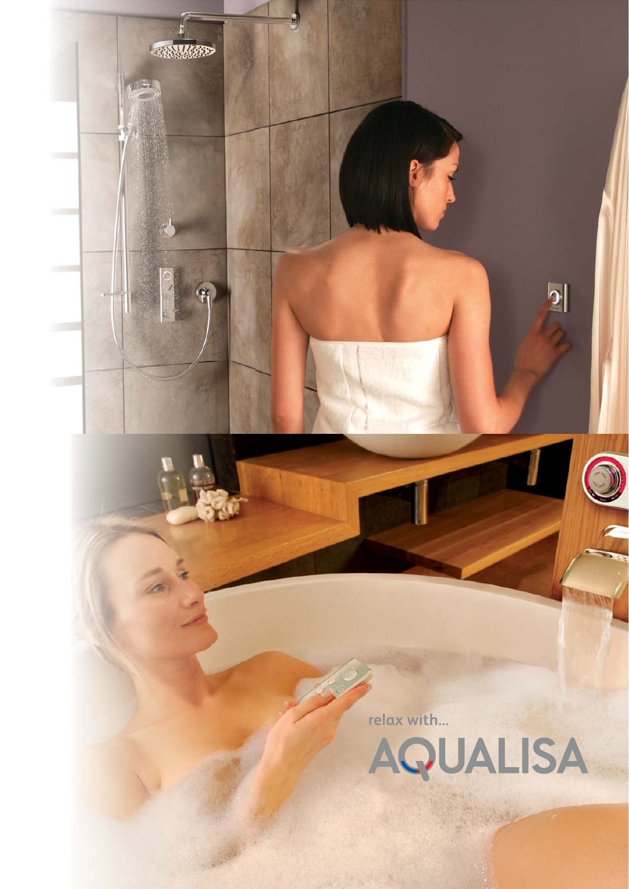relax with...

AQUALISA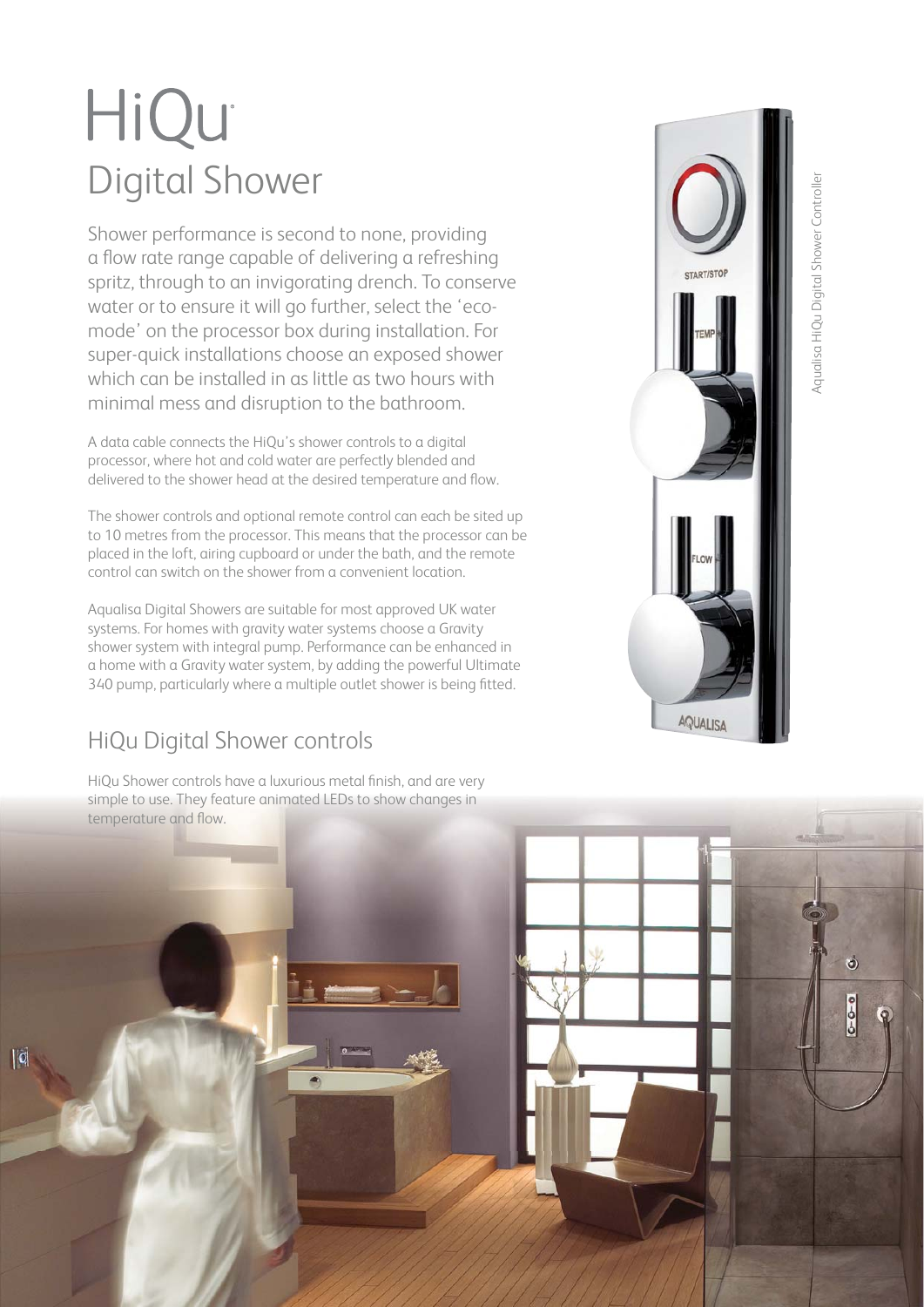# HiQu®
## Digital Shower

Shower performance is second to none, providing a flow rate range capable of delivering a refreshing spritz, through to an invigorating drench. To conserve water or to ensure it will go further, select the 'eco-mode' on the processor box during installation. For super-quick installations choose an exposed shower which can be installed in as little as two hours with minimal mess and disruption to the bathroom.

A data cable connects the HiQu's shower controls to a digital processor, where hot and cold water are perfectly blended and delivered to the shower head at the desired temperature and flow.

The shower controls and optional remote control can each be sited up to 10 metres from the processor. This means that the processor can be placed in the loft, airing cupboard or under the bath, and the remote control can switch on the shower from a convenient location.

Aqualisa Digital Showers are suitable for most approved UK water systems. For homes with gravity water systems choose a Gravity shower system with integral pump. Performance can be enhanced in a home with a Gravity water system, by adding the powerful Ultimate 340 pump, particularly where a multiple outlet shower is being fitted.

Aqualisa HiQu Digital Shower Controller

## HiQu Digital Shower controls

HiQu Shower controls have a luxurious metal finish, and are very simple to use. They feature animated LEDs to show changes in temperature and flow.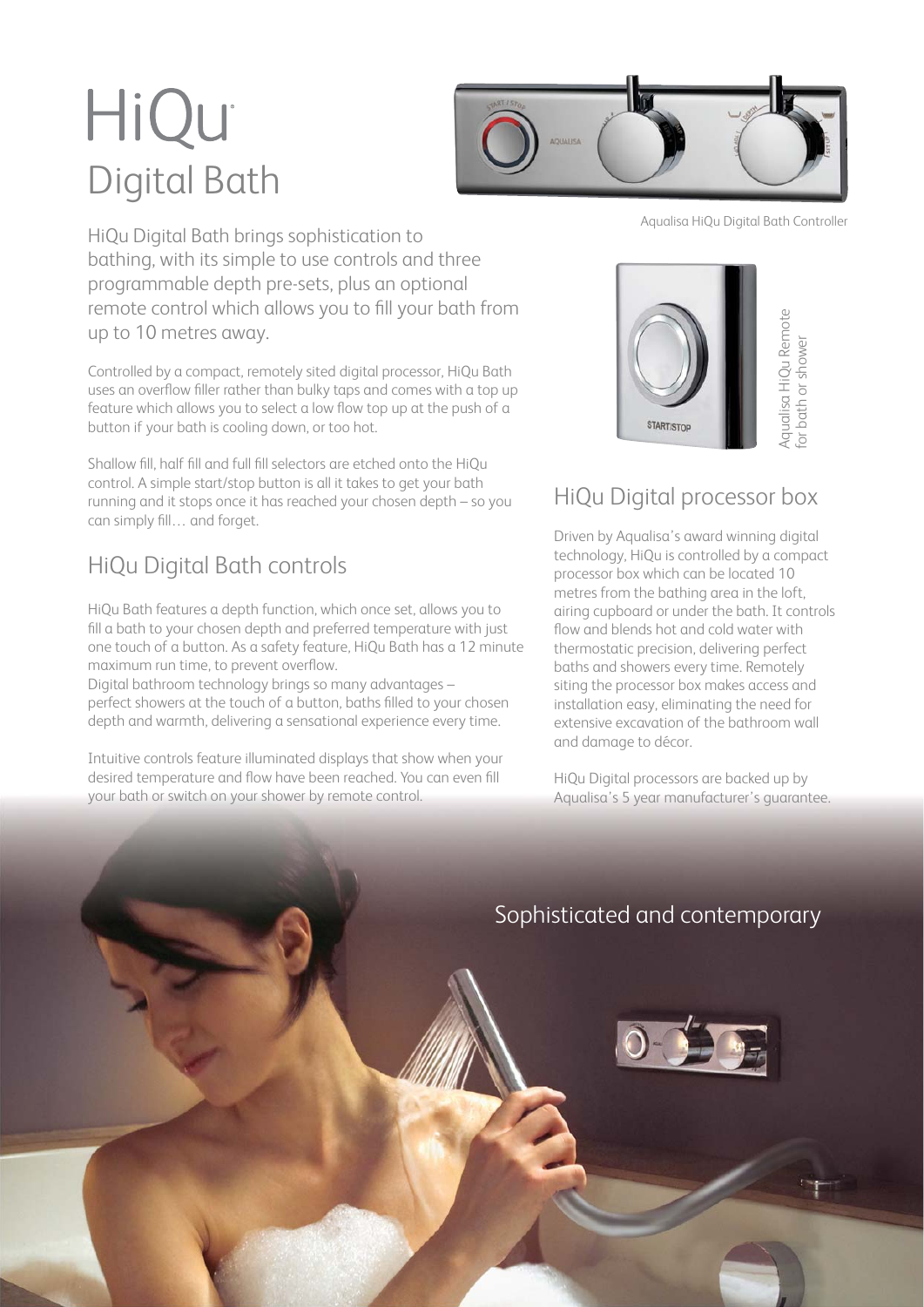# HiQu

## Digital Bath

Aqualisa HiQu Digital Bath Controller

HiQu Digital Bath brings sophistication to bathing, with its simple to use controls and three programmable depth pre-sets, plus an optional remote control which allows you to fill your bath from up to 10 metres away.

Controlled by a compact, remotely sited digital processor, HiQu Bath uses an overflow filler rather than bulky taps and comes with a top up feature which allows you to select a low flow top up at the push of a button if your bath is cooling down, or too hot.

Shallow fill, half fill and full fill selectors are etched onto the HiQu control. A simple start/stop button is all it takes to get your bath running and it stops once it has reached your chosen depth – so you can simply fill… and forget.

## HiQu Digital Bath controls

HiQu Bath features a depth function, which once set, allows you to fill a bath to your chosen depth and preferred temperature with just one touch of a button. As a safety feature, HiQu Bath has a 12 minute maximum run time, to prevent overflow.
Digital bathroom technology brings so many advantages – perfect showers at the touch of a button, baths filled to your chosen depth and warmth, delivering a sensational experience every time.

Intuitive controls feature illuminated displays that show when your desired temperature and flow have been reached. You can even fill your bath or switch on your shower by remote control.

Aqualisa HiQu Remote for bath or shower

## HiQu Digital processor box

Driven by Aqualisa's award winning digital technology, HiQu is controlled by a compact processor box which can be located 10 metres from the bathing area in the loft, airing cupboard or under the bath. It controls flow and blends hot and cold water with thermostatic precision, delivering perfect baths and showers every time. Remotely siting the processor box makes access and installation easy, eliminating the need for extensive excavation of the bathroom wall and damage to décor.

HiQu Digital processors are backed up by Aqualisa's 5 year manufacturer's guarantee.

Sophisticated and contemporary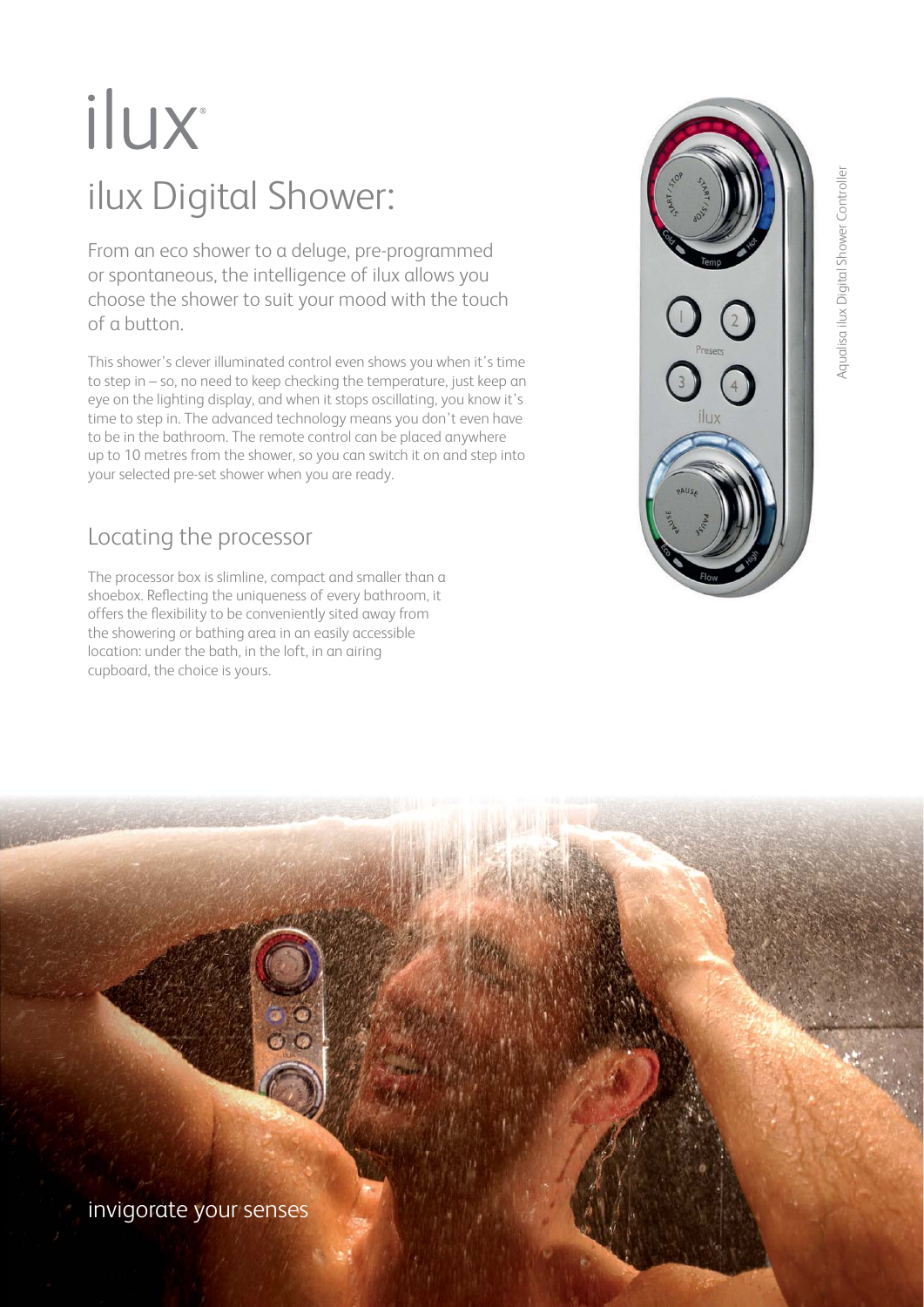# ilux®

## ilux Digital Shower:

From an eco shower to a deluge, pre-programmed or spontaneous, the intelligence of ilux allows you choose the shower to suit your mood with the touch of a button.

This shower's clever illuminated control even shows you when it's time to step in – so, no need to keep checking the temperature, just keep an eye on the lighting display, and when it stops oscillating, you know it's time to step in. The advanced technology means you don't even have to be in the bathroom. The remote control can be placed anywhere up to 10 metres from the shower, so you can switch it on and step into your selected pre-set shower when you are ready.

### Locating the processor

The processor box is slimline, compact and smaller than a shoebox. Reflecting the uniqueness of every bathroom, it offers the flexibility to be conveniently sited away from the showering or bathing area in an easily accessible location: under the bath, in the loft, in an airing cupboard, the choice is yours.

Aqualisa ilux Digital Shower Controller

invigorate your senses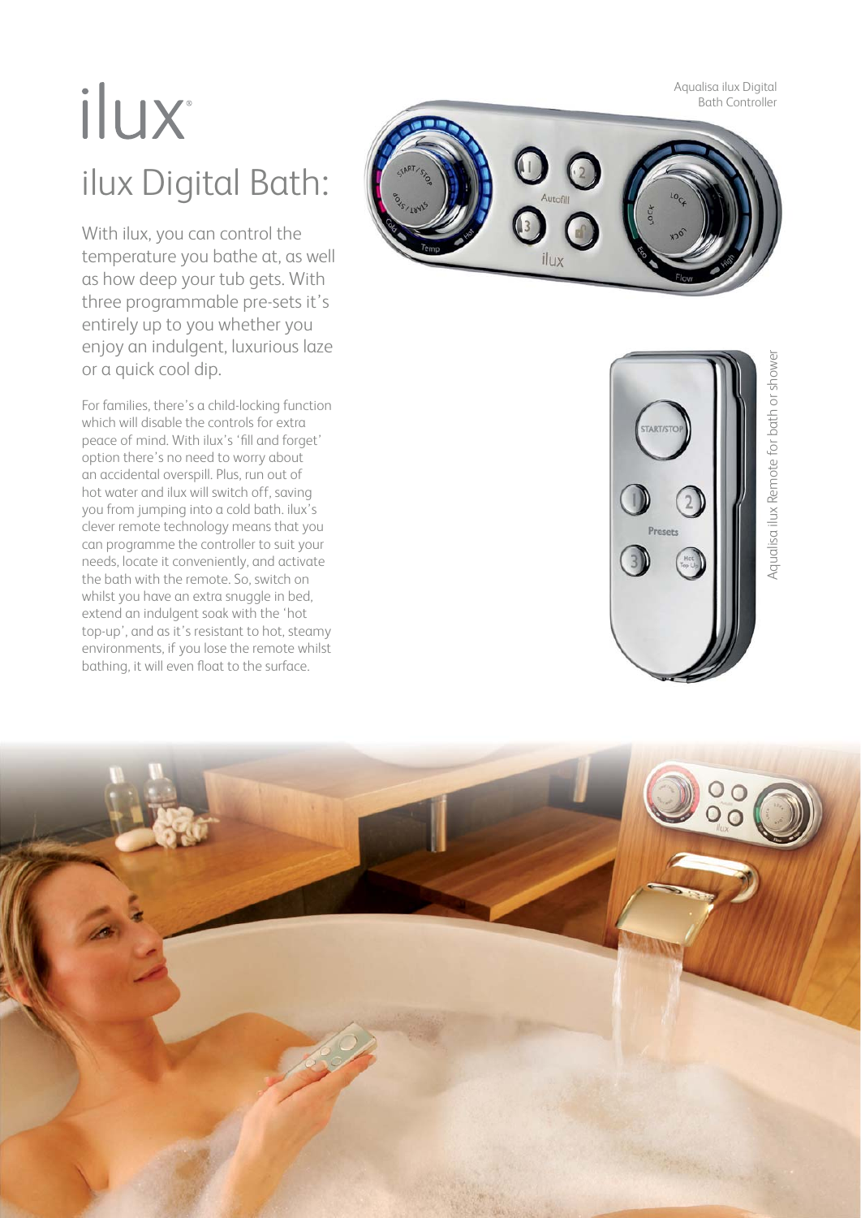# ilux

## ilux Digital Bath:

With ilux, you can control the temperature you bathe at, as well as how deep your tub gets. With three programmable pre-sets it's entirely up to you whether you enjoy an indulgent, luxurious laze or a quick cool dip.

For families, there's a child-locking function which will disable the controls for extra peace of mind. With ilux's 'fill and forget' option there's no need to worry about an accidental overspill. Plus, run out of hot water and ilux will switch off, saving you from jumping into a cold bath. ilux's clever remote technology means that you can programme the controller to suit your needs, locate it conveniently, and activate the bath with the remote. So, switch on whilst you have an extra snuggle in bed, extend an indulgent soak with the 'hot top-up', and as it's resistant to hot, steamy environments, if you lose the remote whilst bathing, it will even float to the surface.

Aqualisa ilux Digital Bath Controller

Aqualisa ilux Remote for bath or shower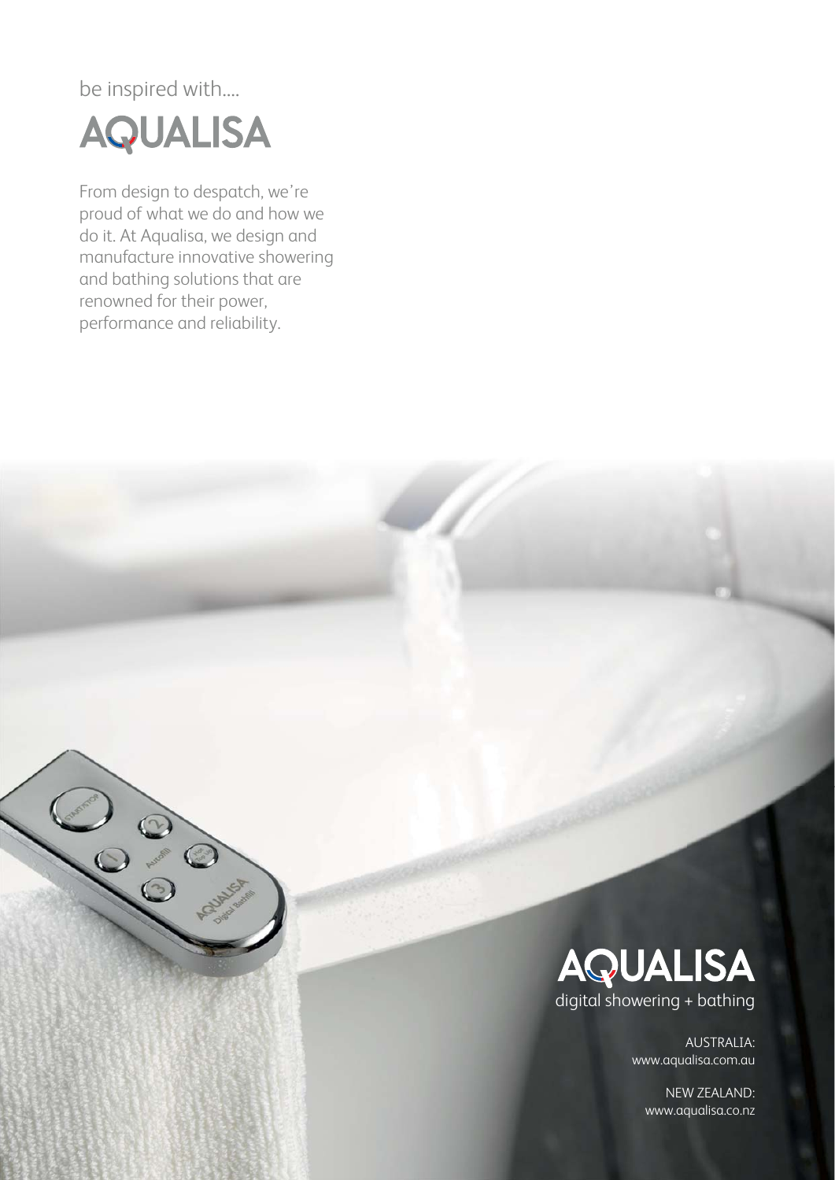be inspired with....

# AQUALISA

From design to despatch, we're proud of what we do and how we do it. At Aqualisa, we design and manufacture innovative showering and bathing solutions that are renowned for their power, performance and reliability.

**AQUALISA**
digital showering + bathing

AUSTRALIA:
www.aqualisa.com.au

NEW ZEALAND:
www.aqualisa.co.nz